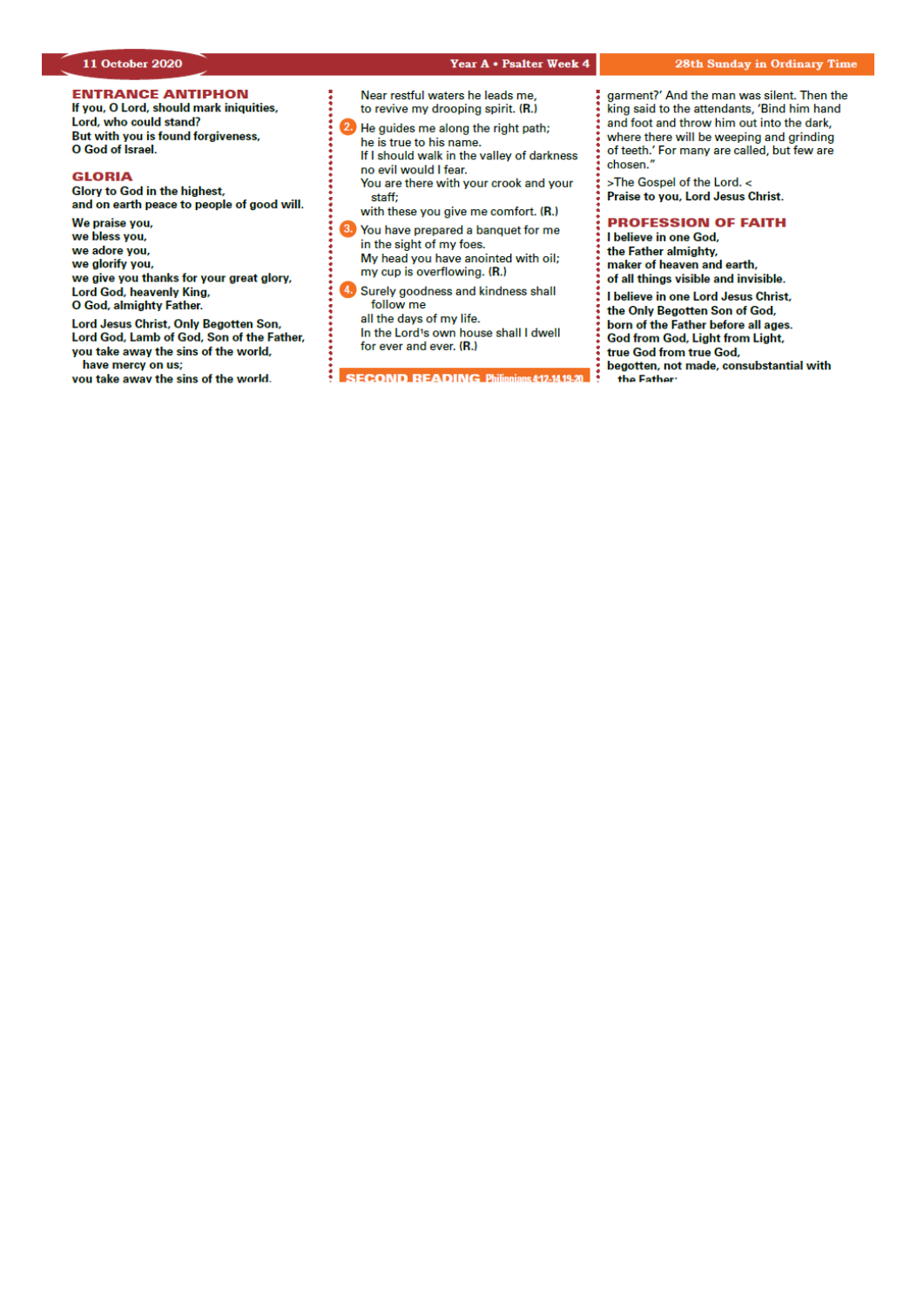11 October 2020 — Year A • Psalter Week 4 — 28th Sunday in Ordinary Time

## ENTRANCE ANTIPHON

**If you, O Lord, should mark iniquities,**
**Lord, who could stand?**
**But with you is found forgiveness,**
**O God of Israel.**

## GLORIA

**Glory to God in the highest,**
**and on earth peace to people of good will.**

**We praise you,**
**we bless you,**
**we adore you,**
**we glorify you,**
**we give you thanks for your great glory,**
**Lord God, heavenly King,**
**O God, almighty Father.**

**Lord Jesus Christ, Only Begotten Son,**
**Lord God, Lamb of God, Son of the Father,**
**you take away the sins of the world,**
**have mercy on us;**
**you take away the sins of the world,**

Near restful waters he leads me,
to revive my drooping spirit. (R.)

2. He guides me along the right path;
he is true to his name.
If I should walk in the valley of darkness
no evil would I fear.
You are there with your crook and your staff;
with these you give me comfort. (R.)

3. You have prepared a banquet for me
in the sight of my foes.
My head you have anointed with oil;
my cup is overflowing. (R.)

4. Surely goodness and kindness shall follow me
all the days of my life.
In the Lord's own house shall I dwell
for ever and ever. (R.)

## SECOND READING Philippians 4:12-14,19-20

garment?' And the man was silent. Then the king said to the attendants, 'Bind him hand and foot and throw him out into the dark, where there will be weeping and grinding of teeth.' For many are called, but few are chosen."

>The Gospel of the Lord. <
**Praise to you, Lord Jesus Christ.**

## PROFESSION OF FAITH

**I believe in one God,**
**the Father almighty,**
**maker of heaven and earth,**
**of all things visible and invisible.**

**I believe in one Lord Jesus Christ,**
**the Only Begotten Son of God,**
**born of the Father before all ages.**
**God from God, Light from Light,**
**true God from true God,**
**begotten, not made, consubstantial with the Father;**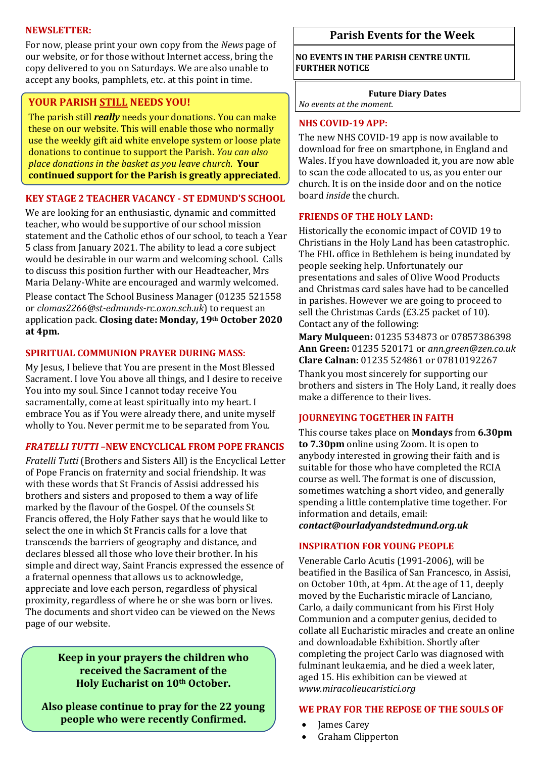## NEWSLETTER:

For now, please print your own copy from the *News* page of our website, or for those without Internet access, bring the copy delivered to you on Saturdays. We are also unable to accept any books, pamphlets, etc. at this point in time.

## YOUR PARISH STILL NEEDS YOU!

The parish still ***really*** needs your donations. You can make these on our website. This will enable those who normally use the weekly gift aid white envelope system or loose plate donations to continue to support the Parish. *You can also place donations in the basket as you leave church.* **Your continued support for the Parish is greatly appreciated**.

## KEY STAGE 2 TEACHER VACANCY - ST EDMUND'S SCHOOL

We are looking for an enthusiastic, dynamic and committed teacher, who would be supportive of our school mission statement and the Catholic ethos of our school, to teach a Year 5 class from January 2021. The ability to lead a core subject would be desirable in our warm and welcoming school. Calls to discuss this position further with our Headteacher, Mrs Maria Delany-White are encouraged and warmly welcomed.

Please contact The School Business Manager (01235 521558 or *clomas2266@st-edmunds-rc.oxon.sch.uk*) to request an application pack. **Closing date: Monday, 19th October 2020 at 4pm.**

## SPIRITUAL COMMUNION PRAYER DURING MASS:

My Jesus, I believe that You are present in the Most Blessed Sacrament. I love You above all things, and I desire to receive You into my soul. Since I cannot today receive You sacramentally, come at least spiritually into my heart. I embrace You as if You were already there, and unite myself wholly to You. Never permit me to be separated from You.

## *FRATELLI TUTTI* –NEW ENCYCLICAL FROM POPE FRANCIS

*Fratelli Tutti* (Brothers and Sisters All) is the Encyclical Letter of Pope Francis on fraternity and social friendship. It was with these words that St Francis of Assisi addressed his brothers and sisters and proposed to them a way of life marked by the flavour of the Gospel. Of the counsels St Francis offered, the Holy Father says that he would like to select the one in which St Francis calls for a love that transcends the barriers of geography and distance, and declares blessed all those who love their brother. In his simple and direct way, Saint Francis expressed the essence of a fraternal openness that allows us to acknowledge, appreciate and love each person, regardless of physical proximity, regardless of where he or she was born or lives. The documents and short video can be viewed on the News page of our website.

**Keep in your prayers the children who received the Sacrament of the Holy Eucharist on 10th October.**

**Also please continue to pray for the 22 young people who were recently Confirmed.**

## Parish Events for the Week

**NO EVENTS IN THE PARISH CENTRE UNTIL FURTHER NOTICE**

**Future Diary Dates**

*No events at the moment.*

## NHS COVID-19 APP:

The new NHS COVID-19 app is now available to download for free on smartphone, in England and Wales. If you have downloaded it, you are now able to scan the code allocated to us, as you enter our church. It is on the inside door and on the notice board *inside* the church.

## FRIENDS OF THE HOLY LAND:

Historically the economic impact of COVID 19 to Christians in the Holy Land has been catastrophic. The FHL office in Bethlehem is being inundated by people seeking help. Unfortunately our presentations and sales of Olive Wood Products and Christmas card sales have had to be cancelled in parishes. However we are going to proceed to sell the Christmas Cards (£3.25 packet of 10). Contact any of the following:

**Mary Mulqueen:** 01235 534873 or 07857386398
**Ann Green:** 01235 520171 or *ann.green@zen.co.uk*
**Clare Calnan:** 01235 524861 or 07810192267

Thank you most sincerely for supporting our brothers and sisters in The Holy Land, it really does make a difference to their lives.

## JOURNEYING TOGETHER IN FAITH

This course takes place on **Mondays** from **6.30pm to 7.30pm** online using Zoom. It is open to anybody interested in growing their faith and is suitable for those who have completed the RCIA course as well. The format is one of discussion, sometimes watching a short video, and generally spending a little contemplative time together. For information and details, email: ***contact@ourladyandstedmund.org.uk***

## INSPIRATION FOR YOUNG PEOPLE

Venerable Carlo Acutis (1991-2006), will be beatified in the Basilica of San Francesco, in Assisi, on October 10th, at 4pm. At the age of 11, deeply moved by the Eucharistic miracle of Lanciano, Carlo, a daily communicant from his First Holy Communion and a computer genius, decided to collate all Eucharistic miracles and create an online and downloadable Exhibition. Shortly after completing the project Carlo was diagnosed with fulminant leukaemia, and he died a week later, aged 15. His exhibition can be viewed at *www.miracolieucaristici.org*

## WE PRAY FOR THE REPOSE OF THE SOULS OF

- James Carey
- Graham Clipperton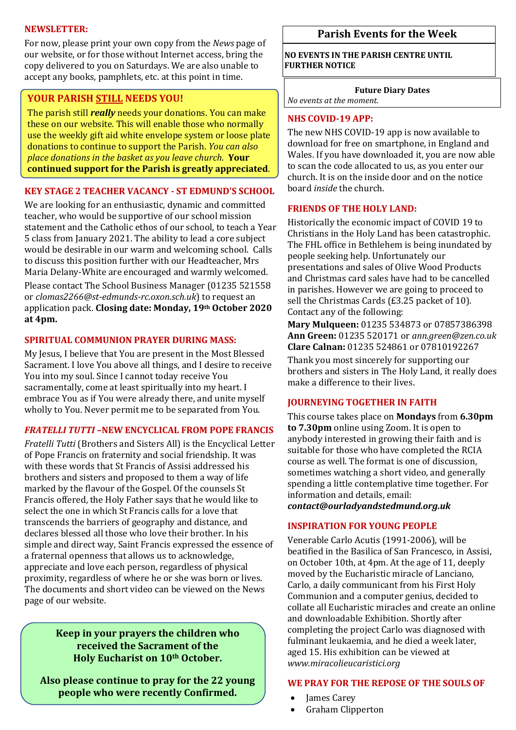## NEWSLETTER:

For now, please print your own copy from the *News* page of our website, or for those without Internet access, bring the copy delivered to you on Saturdays. We are also unable to accept any books, pamphlets, etc. at this point in time.

## YOUR PARISH STILL NEEDS YOU!

The parish still ***really*** needs your donations. You can make these on our website. This will enable those who normally use the weekly gift aid white envelope system or loose plate donations to continue to support the Parish. *You can also place donations in the basket as you leave church.* **Your continued support for the Parish is greatly appreciated**.

## KEY STAGE 2 TEACHER VACANCY - ST EDMUND'S SCHOOL

We are looking for an enthusiastic, dynamic and committed teacher, who would be supportive of our school mission statement and the Catholic ethos of our school, to teach a Year 5 class from January 2021. The ability to lead a core subject would be desirable in our warm and welcoming school. Calls to discuss this position further with our Headteacher, Mrs Maria Delany-White are encouraged and warmly welcomed.

Please contact The School Business Manager (01235 521558 or *clomas2266@st-edmunds-rc.oxon.sch.uk*) to request an application pack. **Closing date: Monday, 19th October 2020 at 4pm.**

## SPIRITUAL COMMUNION PRAYER DURING MASS:

My Jesus, I believe that You are present in the Most Blessed Sacrament. I love You above all things, and I desire to receive You into my soul. Since I cannot today receive You sacramentally, come at least spiritually into my heart. I embrace You as if You were already there, and unite myself wholly to You. Never permit me to be separated from You.

## *FRATELLI TUTTI* –NEW ENCYCLICAL FROM POPE FRANCIS

*Fratelli Tutti* (Brothers and Sisters All) is the Encyclical Letter of Pope Francis on fraternity and social friendship. It was with these words that St Francis of Assisi addressed his brothers and sisters and proposed to them a way of life marked by the flavour of the Gospel. Of the counsels St Francis offered, the Holy Father says that he would like to select the one in which St Francis calls for a love that transcends the barriers of geography and distance, and declares blessed all those who love their brother. In his simple and direct way, Saint Francis expressed the essence of a fraternal openness that allows us to acknowledge, appreciate and love each person, regardless of physical proximity, regardless of where he or she was born or lives. The documents and short video can be viewed on the News page of our website.

**Keep in your prayers the children who received the Sacrament of the Holy Eucharist on 10th October.**

**Also please continue to pray for the 22 young people who were recently Confirmed.**

## Parish Events for the Week

**NO EVENTS IN THE PARISH CENTRE UNTIL FURTHER NOTICE**

**Future Diary Dates**

*No events at the moment.*

## NHS COVID-19 APP:

The new NHS COVID-19 app is now available to download for free on smartphone, in England and Wales. If you have downloaded it, you are now able to scan the code allocated to us, as you enter our church. It is on the inside door and on the notice board *inside* the church.

## FRIENDS OF THE HOLY LAND:

Historically the economic impact of COVID 19 to Christians in the Holy Land has been catastrophic. The FHL office in Bethlehem is being inundated by people seeking help. Unfortunately our presentations and sales of Olive Wood Products and Christmas card sales have had to be cancelled in parishes. However we are going to proceed to sell the Christmas Cards (£3.25 packet of 10). Contact any of the following:

**Mary Mulqueen:** 01235 534873 or 07857386398
**Ann Green:** 01235 520171 or *ann.green@zen.co.uk*
**Clare Calnan:** 01235 524861 or 07810192267

Thank you most sincerely for supporting our brothers and sisters in The Holy Land, it really does make a difference to their lives.

## JOURNEYING TOGETHER IN FAITH

This course takes place on **Mondays** from **6.30pm to 7.30pm** online using Zoom. It is open to anybody interested in growing their faith and is suitable for those who have completed the RCIA course as well. The format is one of discussion, sometimes watching a short video, and generally spending a little contemplative time together. For information and details, email: ***contact@ourladyandstedmund.org.uk***

## INSPIRATION FOR YOUNG PEOPLE

Venerable Carlo Acutis (1991-2006), will be beatified in the Basilica of San Francesco, in Assisi, on October 10th, at 4pm. At the age of 11, deeply moved by the Eucharistic miracle of Lanciano, Carlo, a daily communicant from his First Holy Communion and a computer genius, decided to collate all Eucharistic miracles and create an online and downloadable Exhibition. Shortly after completing the project Carlo was diagnosed with fulminant leukaemia, and he died a week later, aged 15. His exhibition can be viewed at *www.miracolieucaristici.org*

## WE PRAY FOR THE REPOSE OF THE SOULS OF

- James Carey
- Graham Clipperton